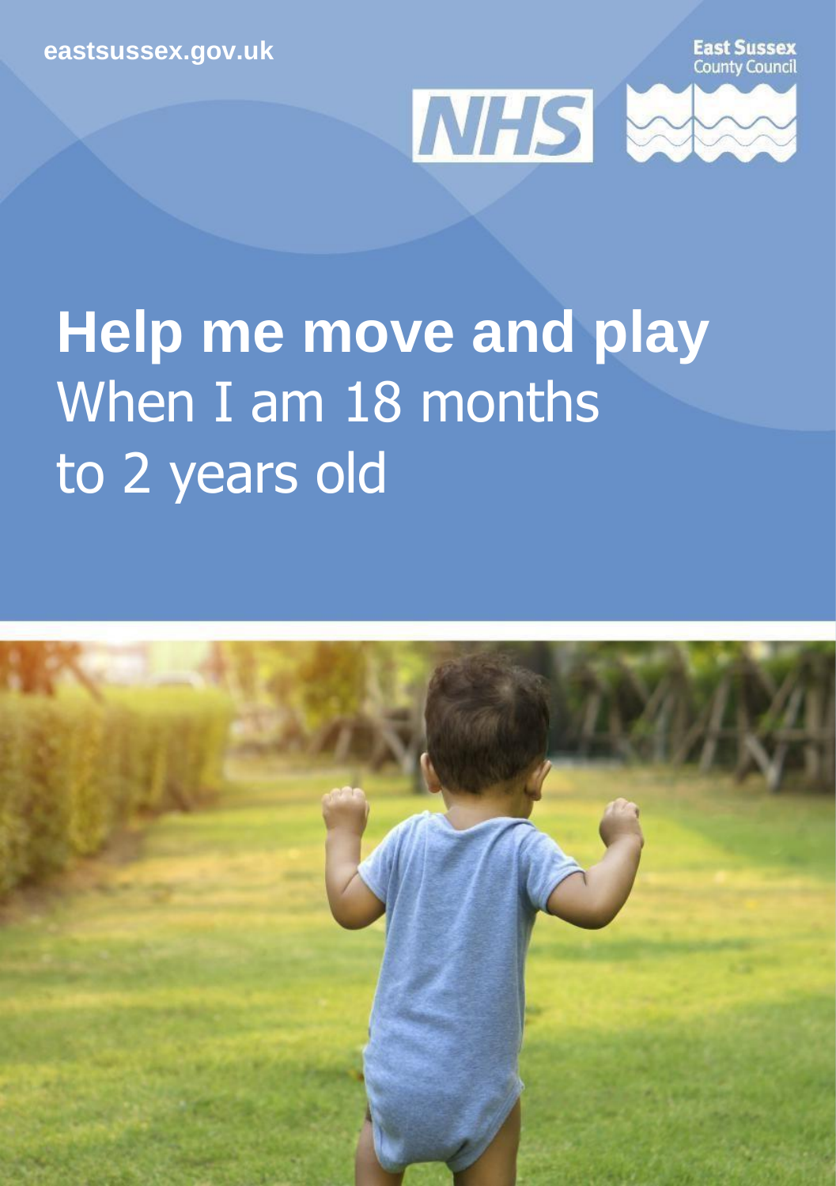eastsussex.gov.uk

East Sussex County Council

NHS

# Help me move and play

When I am 18 months to 2 years old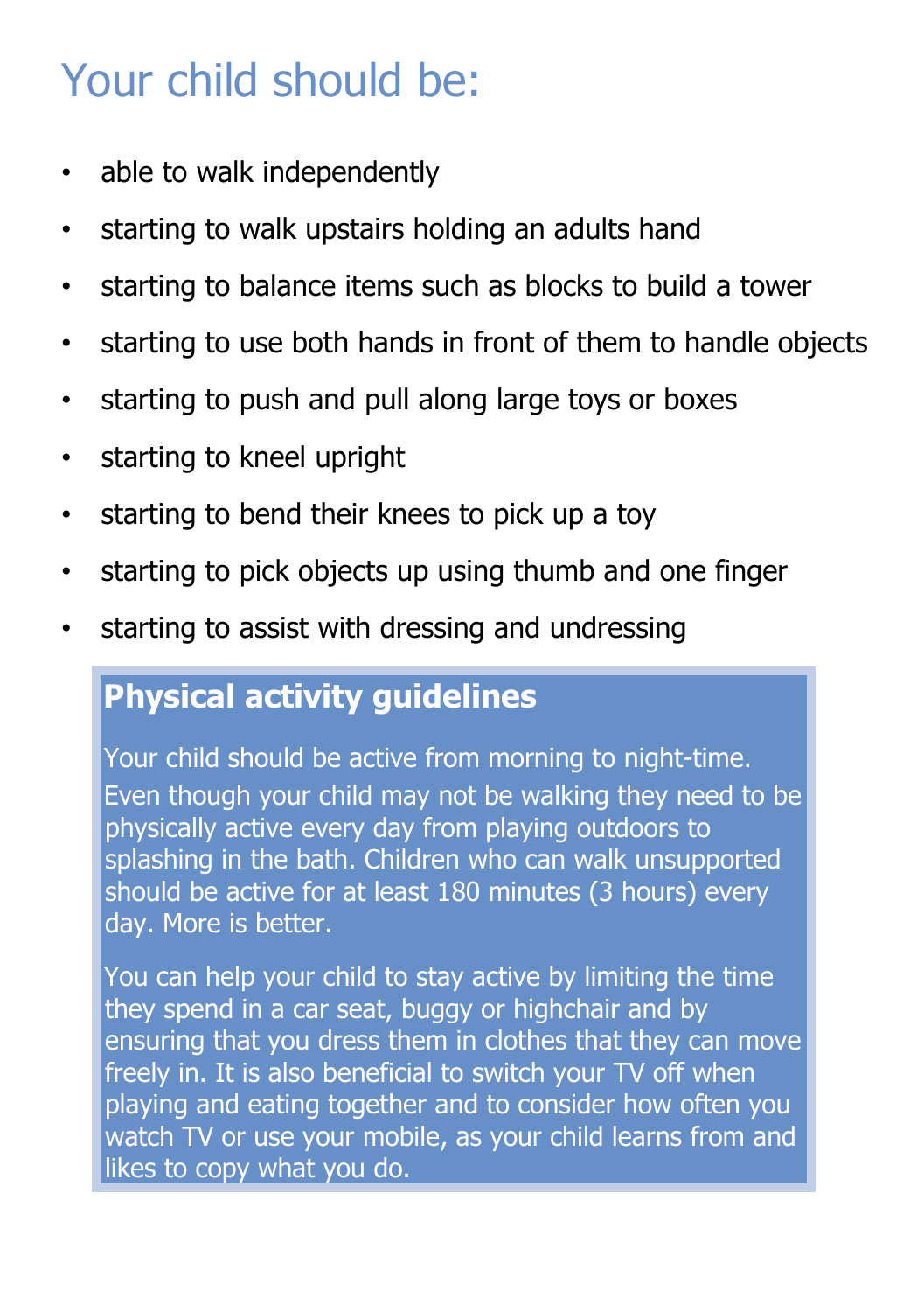# Your child should be:

- able to walk independently
- starting to walk upstairs holding an adults hand
- starting to balance items such as blocks to build a tower
- starting to use both hands in front of them to handle objects
- starting to push and pull along large toys or boxes
- starting to kneel upright
- starting to bend their knees to pick up a toy
- starting to pick objects up using thumb and one finger
- starting to assist with dressing and undressing

## Physical activity guidelines

Your child should be active from morning to night-time. Even though your child may not be walking they need to be physically active every day from playing outdoors to splashing in the bath. Children who can walk unsupported should be active for at least 180 minutes (3 hours) every day. More is better.

You can help your child to stay active by limiting the time they spend in a car seat, buggy or highchair and by ensuring that you dress them in clothes that they can move freely in. It is also beneficial to switch your TV off when playing and eating together and to consider how often you watch TV or use your mobile, as your child learns from and likes to copy what you do.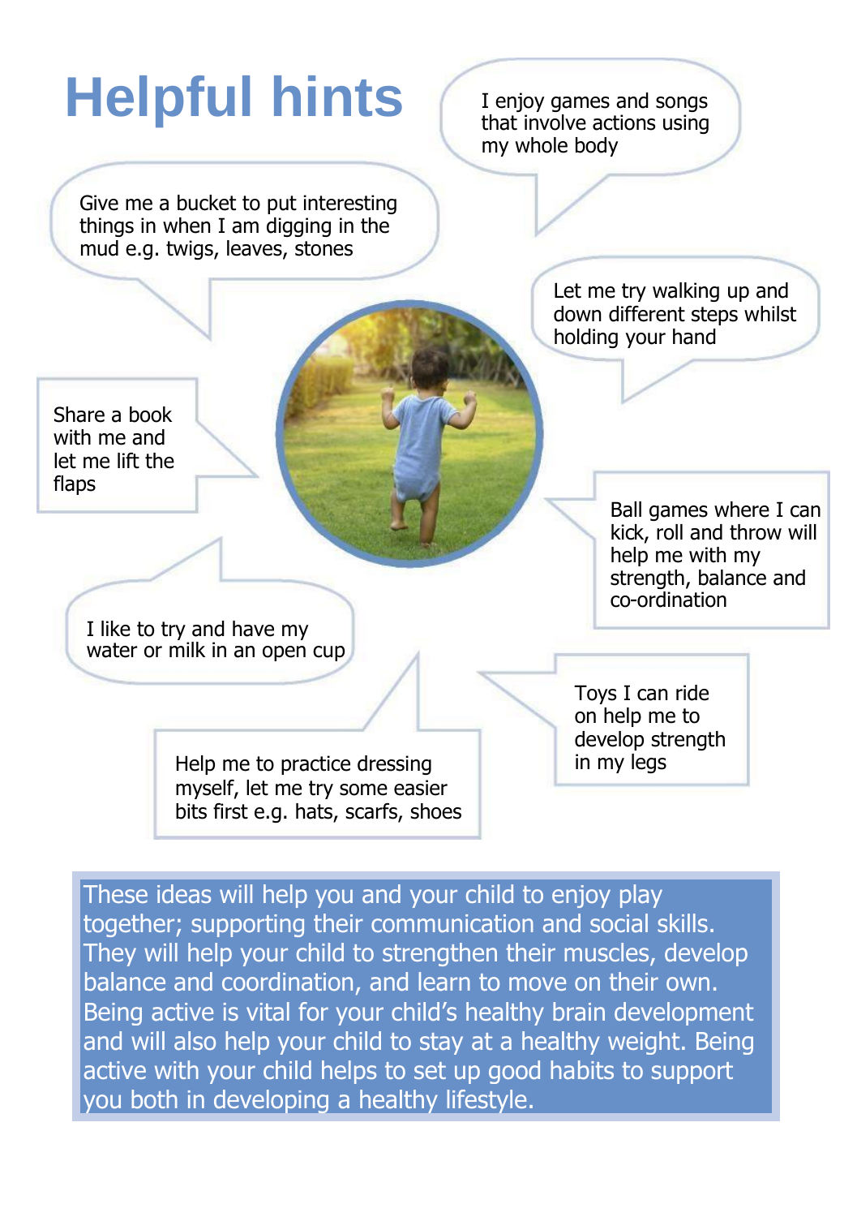# Helpful hints

I enjoy games and songs that involve actions using my whole body

Give me a bucket to put interesting things in when I am digging in the mud e.g. twigs, leaves, stones

Let me try walking up and down different steps whilst holding your hand

Share a book with me and let me lift the flaps

Ball games where I can kick, roll and throw will help me with my strength, balance and co-ordination

I like to try and have my water or milk in an open cup

Toys I can ride on help me to develop strength in my legs

Help me to practice dressing myself, let me try some easier bits first e.g. hats, scarfs, shoes

These ideas will help you and your child to enjoy play together; supporting their communication and social skills. They will help your child to strengthen their muscles, develop balance and coordination, and learn to move on their own. Being active is vital for your child's healthy brain development and will also help your child to stay at a healthy weight. Being active with your child helps to set up good habits to support you both in developing a healthy lifestyle.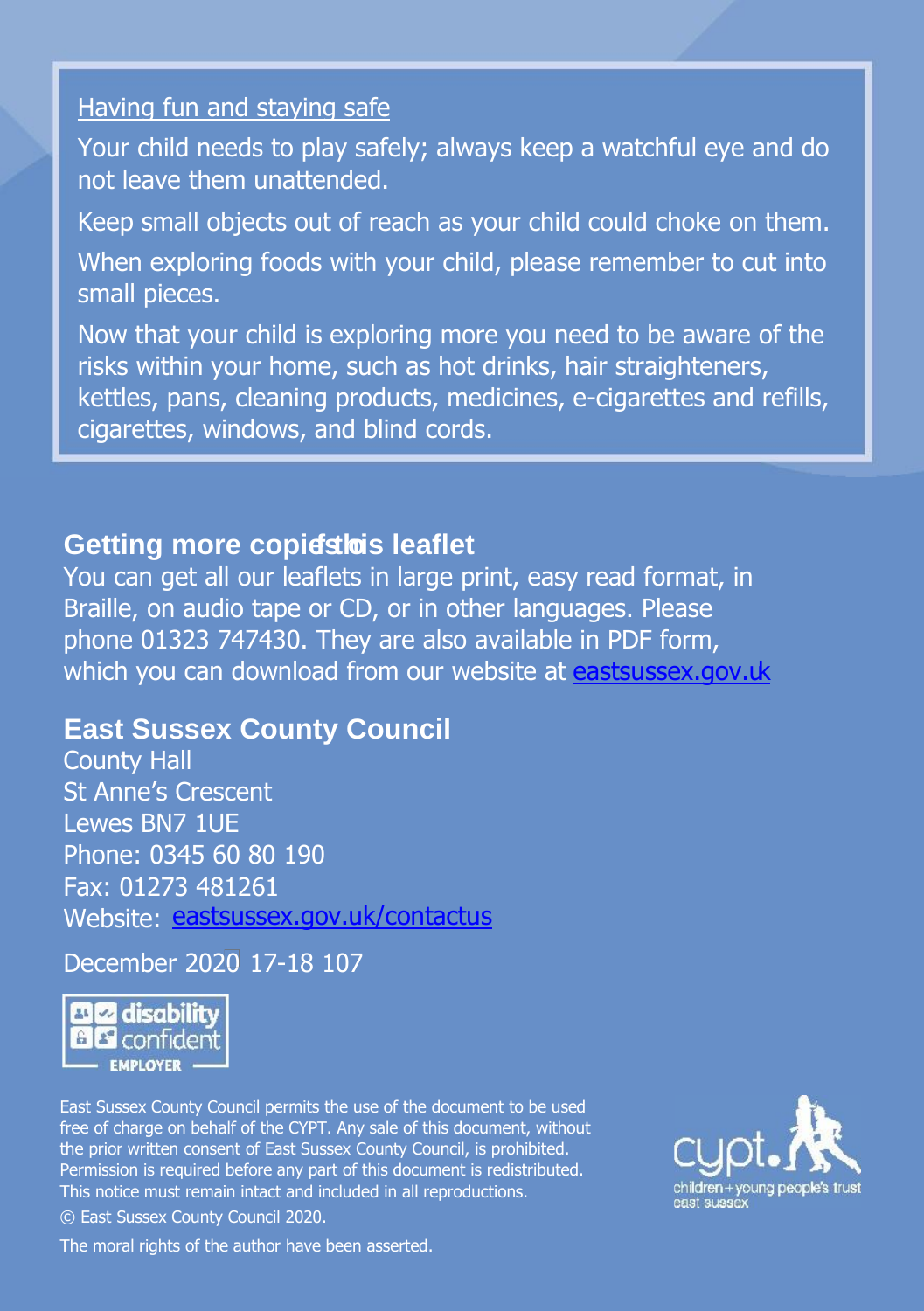<u>Having fun and staying safe</u>

Your child needs to play safely; always keep a watchful eye and do not leave them unattended.

Keep small objects out of reach as your child could choke on them.

When exploring foods with your child, please remember to cut into small pieces.

Now that your child is exploring more you need to be aware of the risks within your home, such as hot drinks, hair straighteners, kettles, pans, cleaning products, medicines, e-cigarettes and refills, cigarettes, windows, and blind cords.

## Getting more copies of this leaflet

You can get all our leaflets in large print, easy read format, in Braille, on audio tape or CD, or in other languages. Please phone 01323 747430. They are also available in PDF form, which you can download from our website at eastsussex.gov.uk

## East Sussex County Council

County Hall
St Anne's Crescent
Lewes BN7 1UE
Phone: 0345 60 80 190
Fax: 01273 481261
Website: eastsussex.gov.uk/contactus

December 2020 17-18 107

disability confident EMPLOYER

East Sussex County Council permits the use of the document to be used free of charge on behalf of the CYPT. Any sale of this document, without the prior written consent of East Sussex County Council, is prohibited. Permission is required before any part of this document is redistributed. This notice must remain intact and included in all reproductions.

© East Sussex County Council 2020.

The moral rights of the author have been asserted.

cypt. children+young people's trust east sussex